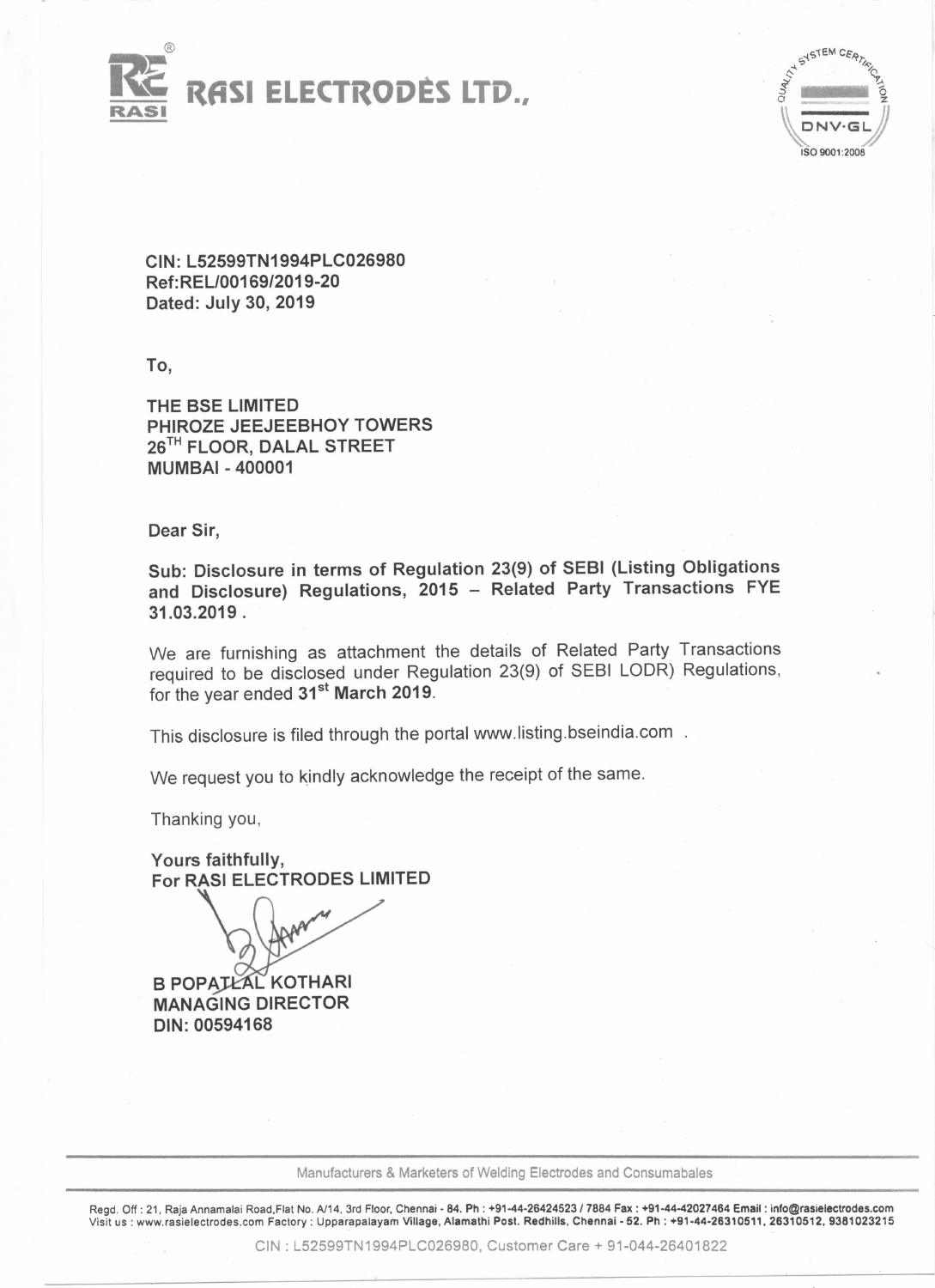# RASI ELECTRODES LTD.,

CIN: L52599TN1994PLC026980
Ref:REL/00169/2019-20
Dated: July 30, 2019

To,

THE BSE LIMITED
PHIROZE JEEJEEBHOY TOWERS
26TH FLOOR, DALAL STREET
MUMBAI - 400001

Dear Sir,

**Sub: Disclosure in terms of Regulation 23(9) of SEBI (Listing Obligations and Disclosure) Regulations, 2015 – Related Party Transactions FYE 31.03.2019 .**

We are furnishing as attachment the details of Related Party Transactions required to be disclosed under Regulation 23(9) of SEBI LODR) Regulations, for the year ended **31st March 2019**.

This disclosure is filed through the portal www.listing.bseindia.com .

We request you to kindly acknowledge the receipt of the same.

Thanking you,

**Yours faithfully,**
**For RASI ELECTRODES LIMITED**

**B POPATLAL KOTHARI**
**MANAGING DIRECTOR**
**DIN: 00594168**

Manufacturers & Marketers of Welding Electrodes and Consumabales

Regd. Off : 21, Raja Annamalai Road,Flat No. A/14, 3rd Floor, Chennai - 84. Ph : +91-44-26424523 / 7884 Fax : +91-44-42027464 Email : info@rasielectrodes.com
Visit us : www.rasielectrodes.com Factory : Upparapalayam Village, Alamathi Post. Redhills, Chennai - 52. Ph : +91-44-26310511, 26310512, 9381023215

CIN : L52599TN1994PLC026980, Customer Care + 91-044-26401822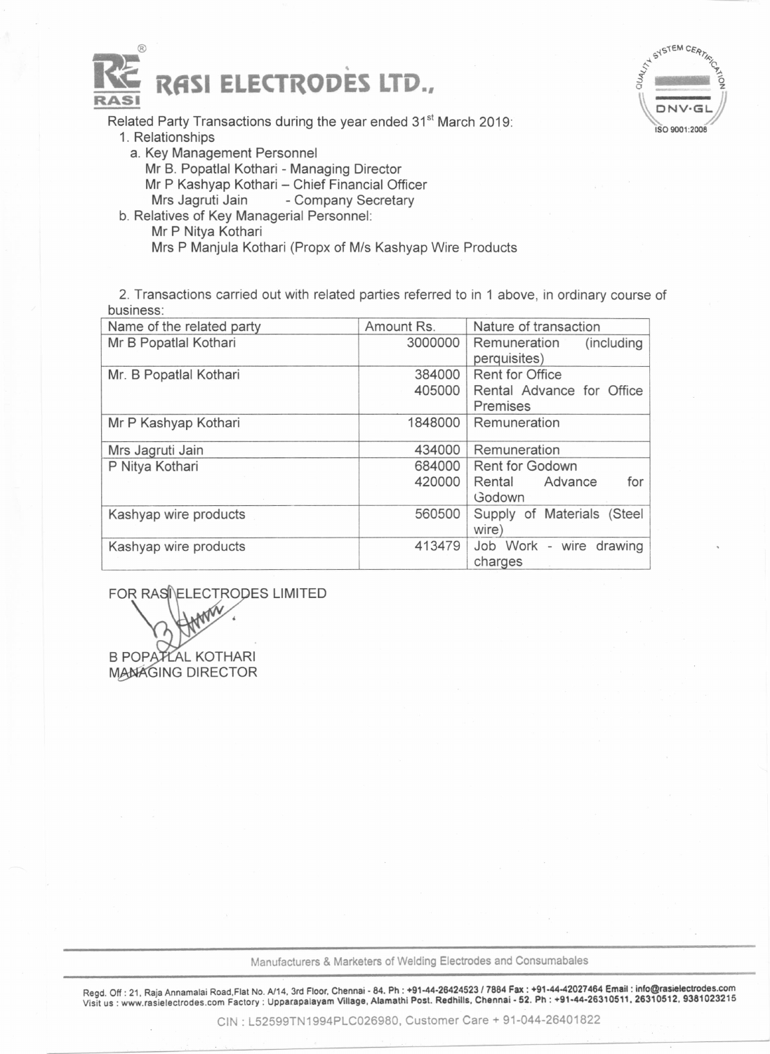# RASI ELECTRODES LTD.,

Related Party Transactions during the year ended 31st March 2019:

1. Relationships
   a. Key Management Personnel
      Mr B. Popatlal Kothari - Managing Director
      Mr P Kashyap Kothari – Chief Financial Officer
      Mrs Jagruti Jain - Company Secretary
   b. Relatives of Key Managerial Personnel:
      Mr P Nitya Kothari
      Mrs P Manjula Kothari (Propx of M/s Kashyap Wire Products

2. Transactions carried out with related parties referred to in 1 above, in ordinary course of business:

| Name of the related party | Amount Rs. | Nature of transaction |
|---|---|---|
| Mr B Popatlal Kothari | 3000000 | Remuneration (including perquisites) |
| Mr. B Popatlal Kothari | 384000<br>405000 | Rent for Office<br>Rental Advance for Office Premises |
| Mr P Kashyap Kothari | 1848000 | Remuneration |
| Mrs Jagruti Jain | 434000 | Remuneration |
| P Nitya Kothari | 684000<br>420000 | Rent for Godown<br>Rental Advance for Godown |
| Kashyap wire products | 560500 | Supply of Materials (Steel wire) |
| Kashyap wire products | 413479 | Job Work - wire drawing charges |

FOR RASI ELECTRODES LIMITED

B POPATLAL KOTHARI
MANAGING DIRECTOR

Manufacturers & Marketers of Welding Electrodes and Consumabales

Regd. Off : 21, Raja Annamalai Road,Flat No. A/14, 3rd Floor, Chennai - 84. Ph : +91-44-26424523 / 7884 Fax : +91-44-42027464 Email : info@rasielectrodes.com
Visit us : www.rasielectrodes.com Factory : Upparapalayam Village, Alamathi Post. Redhills, Chennai - 52. Ph : +91-44-26310511, 26310512, 9381023215

CIN : L52599TN1994PLC026980, Customer Care + 91-044-26401822